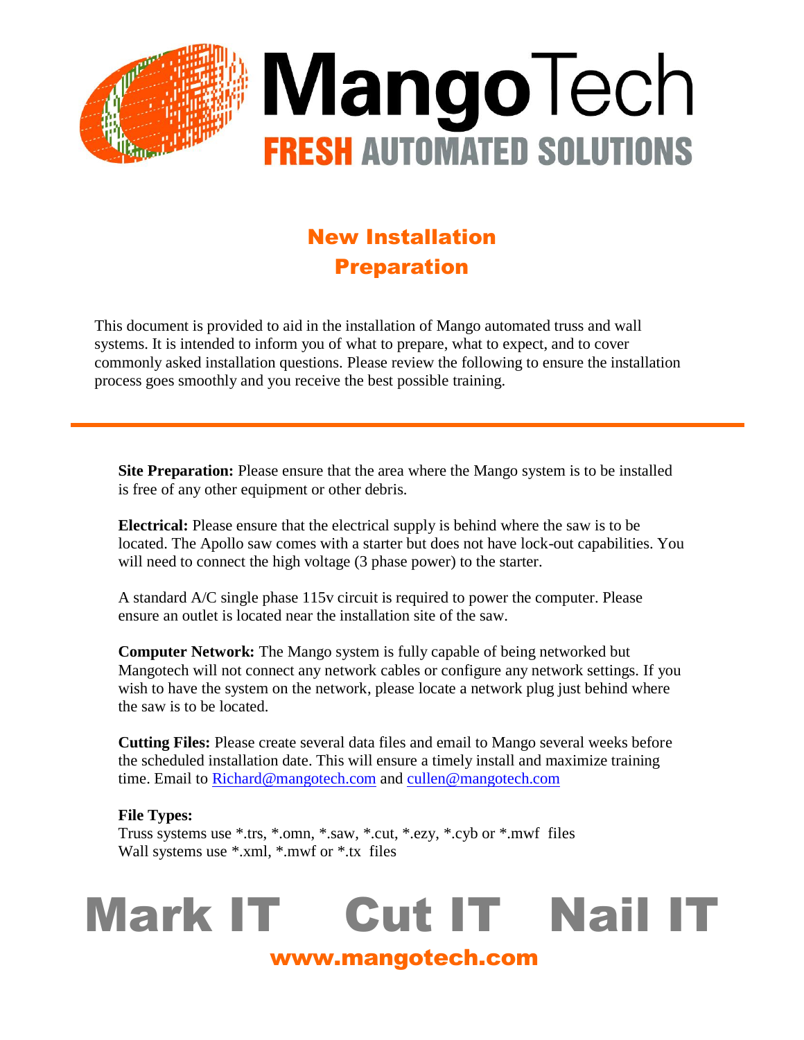# MangoTech

**FRESH AUTOMATED SOLUTIONS**

## New Installation Preparation

This document is provided to aid in the installation of Mango automated truss and wall systems. It is intended to inform you of what to prepare, what to expect, and to cover commonly asked installation questions. Please review the following to ensure the installation process goes smoothly and you receive the best possible training.

---

**Site Preparation:** Please ensure that the area where the Mango system is to be installed is free of any other equipment or other debris.

**Electrical:** Please ensure that the electrical supply is behind where the saw is to be located. The Apollo saw comes with a starter but does not have lock-out capabilities. You will need to connect the high voltage (3 phase power) to the starter.

A standard A/C single phase 115v circuit is required to power the computer. Please ensure an outlet is located near the installation site of the saw.

**Computer Network:** The Mango system is fully capable of being networked but Mangotech will not connect any network cables or configure any network settings. If you wish to have the system on the network, please locate a network plug just behind where the saw is to be located.

**Cutting Files:** Please create several data files and email to Mango several weeks before the scheduled installation date. This will ensure a timely install and maximize training time. Email to Richard@mangotech.com and cullen@mangotech.com

**File Types:**
Truss systems use *.trs, *.omn, *.saw, *.cut, *.ezy, *.cyb or *.mwf files
Wall systems use *.xml, *.mwf or *.tx files

**Mark IT Cut IT Nail IT**

**www.mangotech.com**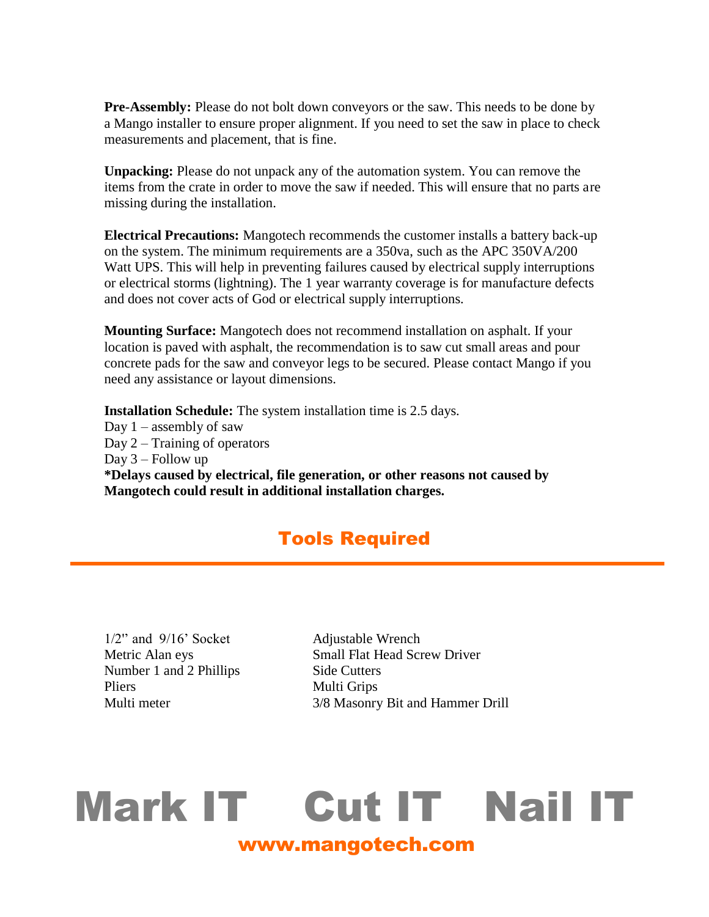**Pre-Assembly:** Please do not bolt down conveyors or the saw. This needs to be done by a Mango installer to ensure proper alignment. If you need to set the saw in place to check measurements and placement, that is fine.

**Unpacking:** Please do not unpack any of the automation system. You can remove the items from the crate in order to move the saw if needed. This will ensure that no parts are missing during the installation.

**Electrical Precautions:** Mangotech recommends the customer installs a battery back-up on the system. The minimum requirements are a 350va, such as the APC 350VA/200 Watt UPS. This will help in preventing failures caused by electrical supply interruptions or electrical storms (lightning). The 1 year warranty coverage is for manufacture defects and does not cover acts of God or electrical supply interruptions.

**Mounting Surface:** Mangotech does not recommend installation on asphalt. If your location is paved with asphalt, the recommendation is to saw cut small areas and pour concrete pads for the saw and conveyor legs to be secured. Please contact Mango if you need any assistance or layout dimensions.

**Installation Schedule:** The system installation time is 2.5 days.
Day 1 – assembly of saw
Day 2 – Training of operators
Day 3 – Follow up
**\*Delays caused by electrical, file generation, or other reasons not caused by Mangotech could result in additional installation charges.**

## Tools Required

- 1/2" and 9/16' Socket
- Metric Alan eys
- Number 1 and 2 Phillips
- Pliers
- Multi meter
- Adjustable Wrench
- Small Flat Head Screw Driver
- Side Cutters
- Multi Grips
- 3/8 Masonry Bit and Hammer Drill

# Mark IT Cut IT Nail IT

www.mangotech.com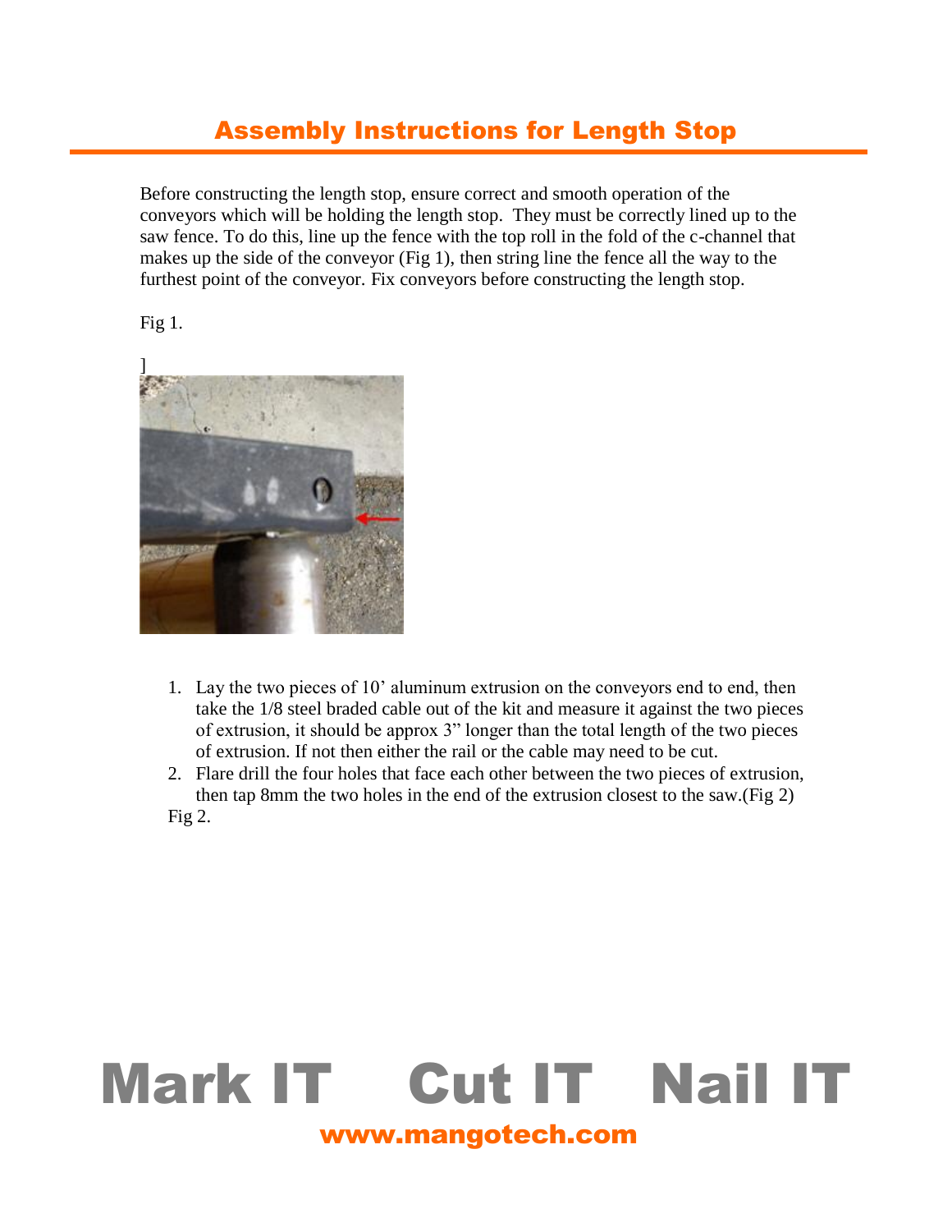## Assembly Instructions for Length Stop

Before constructing the length stop, ensure correct and smooth operation of the conveyors which will be holding the length stop. They must be correctly lined up to the saw fence. To do this, line up the fence with the top roll in the fold of the c-channel that makes up the side of the conveyor (Fig 1), then string line the fence all the way to the furthest point of the conveyor. Fix conveyors before constructing the length stop.

Fig 1.

]

1. Lay the two pieces of 10' aluminum extrusion on the conveyors end to end, then take the 1/8 steel braded cable out of the kit and measure it against the two pieces of extrusion, it should be approx 3" longer than the total length of the two pieces of extrusion. If not then either the rail or the cable may need to be cut.
2. Flare drill the four holes that face each other between the two pieces of extrusion, then tap 8mm the two holes in the end of the extrusion closest to the saw.(Fig 2)

Fig 2.

**Mark IT Cut IT Nail IT**

www.mangotech.com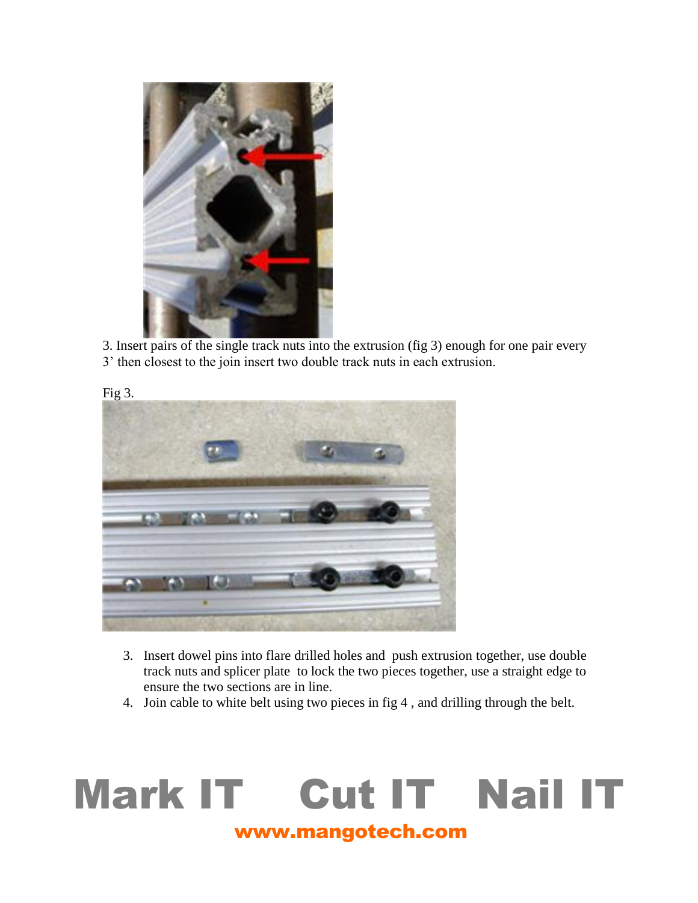3. Insert pairs of the single track nuts into the extrusion (fig 3) enough for one pair every 3' then closest to the join insert two double track nuts in each extrusion.

Fig 3.

3. Insert dowel pins into flare drilled holes and push extrusion together, use double track nuts and splicer plate to lock the two pieces together, use a straight edge to ensure the two sections are in line.
4. Join cable to white belt using two pieces in fig 4 , and drilling through the belt.

**Mark IT Cut IT Nail IT**

www.mangotech.com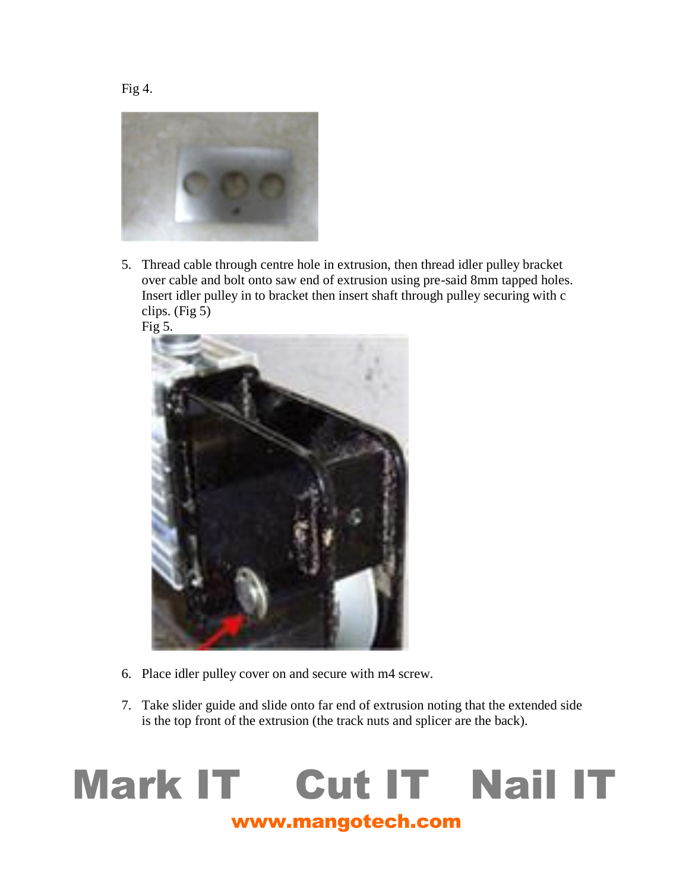Fig 4.

5. Thread cable through centre hole in extrusion, then thread idler pulley bracket over cable and bolt onto saw end of extrusion using pre-said 8mm tapped holes. Insert idler pulley in to bracket then insert shaft through pulley securing with c clips. (Fig 5)

   Fig 5.

6. Place idler pulley cover on and secure with m4 screw.

7. Take slider guide and slide onto far end of extrusion noting that the extended side is the top front of the extrusion (the track nuts and splicer are the back).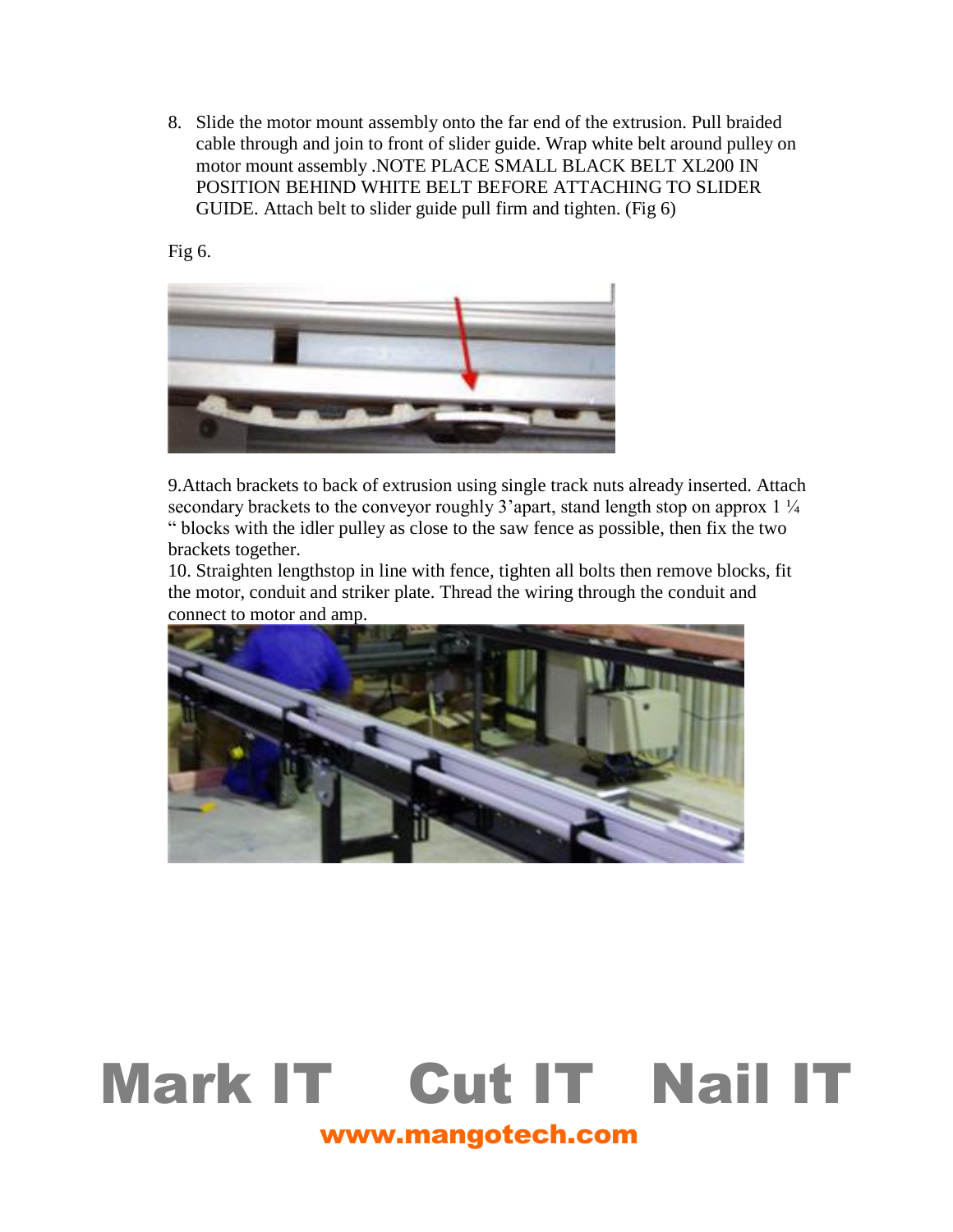8. Slide the motor mount assembly onto the far end of the extrusion. Pull braided cable through and join to front of slider guide. Wrap white belt around pulley on motor mount assembly .NOTE PLACE SMALL BLACK BELT XL200 IN POSITION BEHIND WHITE BELT BEFORE ATTACHING TO SLIDER GUIDE. Attach belt to slider guide pull firm and tighten. (Fig 6)

Fig 6.

9.Attach brackets to back of extrusion using single track nuts already inserted. Attach secondary brackets to the conveyor roughly 3'apart, stand length stop on approx 1 ¼ " blocks with the idler pulley as close to the saw fence as possible, then fix the two brackets together.

10. Straighten lengthstop in line with fence, tighten all bolts then remove blocks, fit the motor, conduit and striker plate. Thread the wiring through the conduit and connect to motor and amp.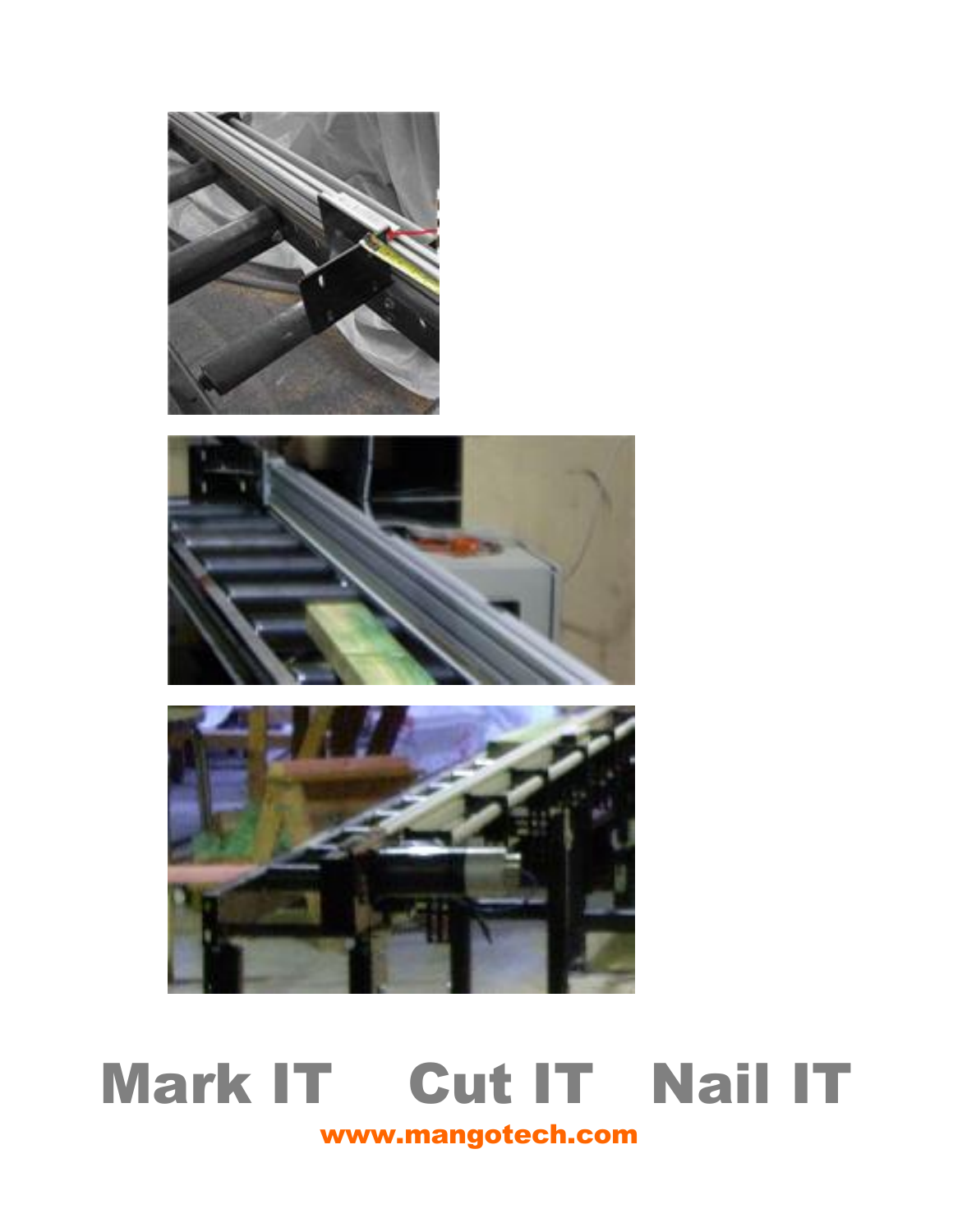**Mark IT Cut IT Nail IT**

www.mangotech.com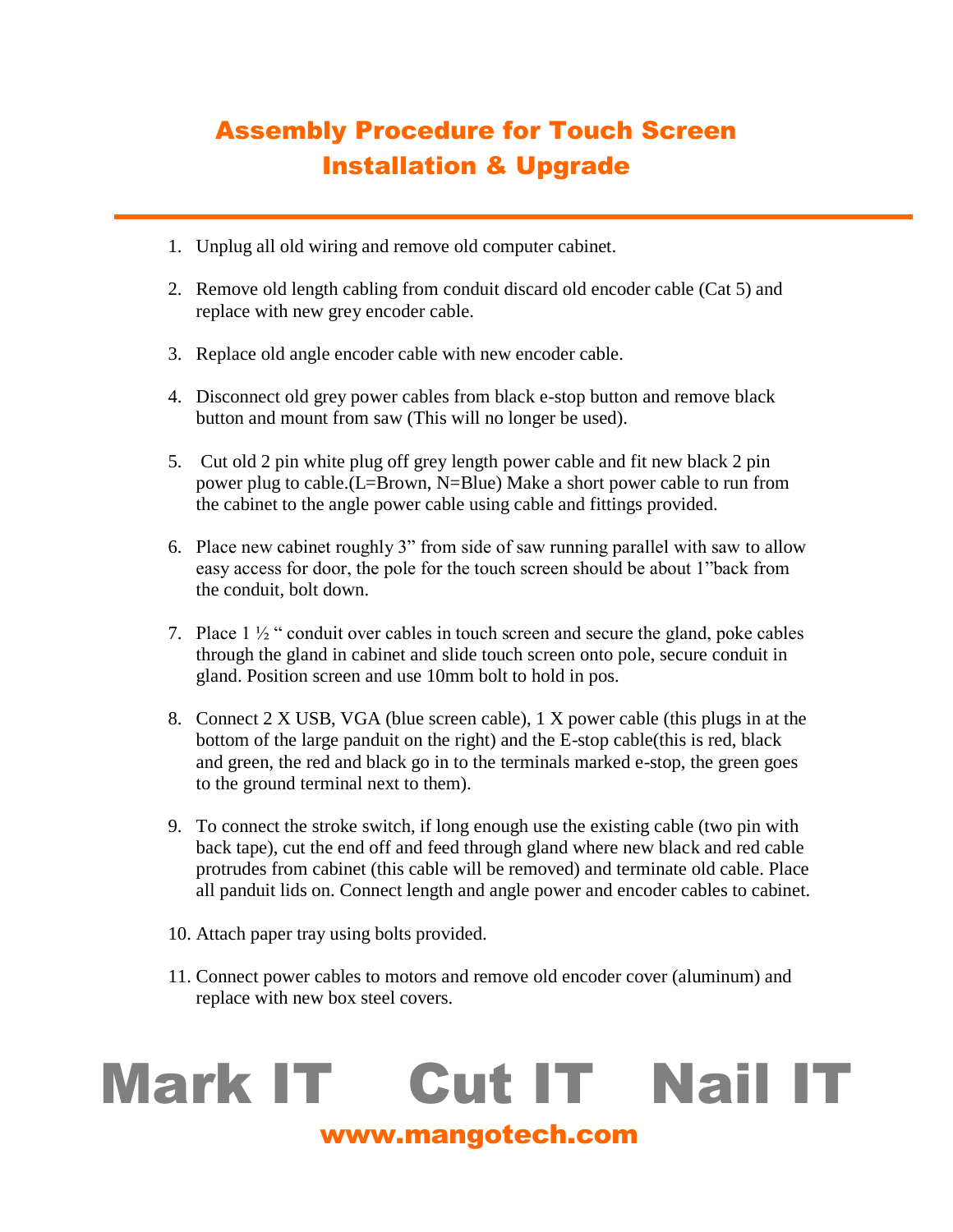# Assembly Procedure for Touch Screen Installation & Upgrade

1. Unplug all old wiring and remove old computer cabinet.

2. Remove old length cabling from conduit discard old encoder cable (Cat 5) and replace with new grey encoder cable.

3. Replace old angle encoder cable with new encoder cable.

4. Disconnect old grey power cables from black e-stop button and remove black button and mount from saw (This will no longer be used).

5. Cut old 2 pin white plug off grey length power cable and fit new black 2 pin power plug to cable.(L=Brown, N=Blue) Make a short power cable to run from the cabinet to the angle power cable using cable and fittings provided.

6. Place new cabinet roughly 3" from side of saw running parallel with saw to allow easy access for door, the pole for the touch screen should be about 1"back from the conduit, bolt down.

7. Place 1 ½ " conduit over cables in touch screen and secure the gland, poke cables through the gland in cabinet and slide touch screen onto pole, secure conduit in gland. Position screen and use 10mm bolt to hold in pos.

8. Connect 2 X USB, VGA (blue screen cable), 1 X power cable (this plugs in at the bottom of the large panduit on the right) and the E-stop cable(this is red, black and green, the red and black go in to the terminals marked e-stop, the green goes to the ground terminal next to them).

9. To connect the stroke switch, if long enough use the existing cable (two pin with back tape), cut the end off and feed through gland where new black and red cable protrudes from cabinet (this cable will be removed) and terminate old cable. Place all panduit lids on. Connect length and angle power and encoder cables to cabinet.

10. Attach paper tray using bolts provided.

11. Connect power cables to motors and remove old encoder cover (aluminum) and replace with new box steel covers.

**Mark IT Cut IT Nail IT**

**www.mangotech.com**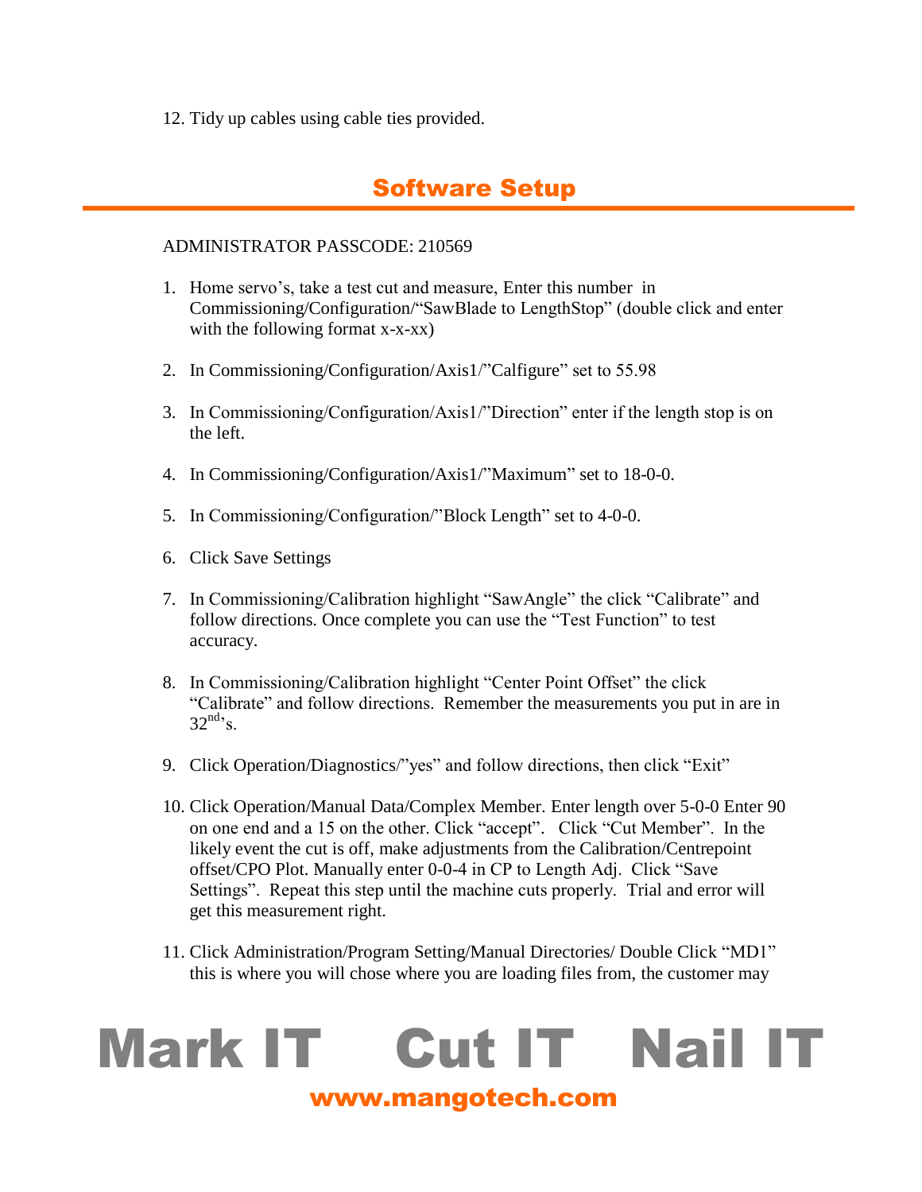12. Tidy up cables using cable ties provided.

## Software Setup

ADMINISTRATOR PASSCODE: 210569

1. Home servo's, take a test cut and measure, Enter this number in Commissioning/Configuration/"SawBlade to LengthStop" (double click and enter with the following format x-x-xx)

2. In Commissioning/Configuration/Axis1/"Calfigure" set to 55.98

3. In Commissioning/Configuration/Axis1/"Direction" enter if the length stop is on the left.

4. In Commissioning/Configuration/Axis1/"Maximum" set to 18-0-0.

5. In Commissioning/Configuration/"Block Length" set to 4-0-0.

6. Click Save Settings

7. In Commissioning/Calibration highlight "SawAngle" the click "Calibrate" and follow directions. Once complete you can use the "Test Function" to test accuracy.

8. In Commissioning/Calibration highlight "Center Point Offset" the click "Calibrate" and follow directions. Remember the measurements you put in are in 32nd's.

9. Click Operation/Diagnostics/"yes" and follow directions, then click "Exit"

10. Click Operation/Manual Data/Complex Member. Enter length over 5-0-0 Enter 90 on one end and a 15 on the other. Click "accept". Click "Cut Member". In the likely event the cut is off, make adjustments from the Calibration/Centrepoint offset/CPO Plot. Manually enter 0-0-4 in CP to Length Adj. Click "Save Settings". Repeat this step until the machine cuts properly. Trial and error will get this measurement right.

11. Click Administration/Program Setting/Manual Directories/ Double Click "MD1" this is where you will chose where you are loading files from, the customer may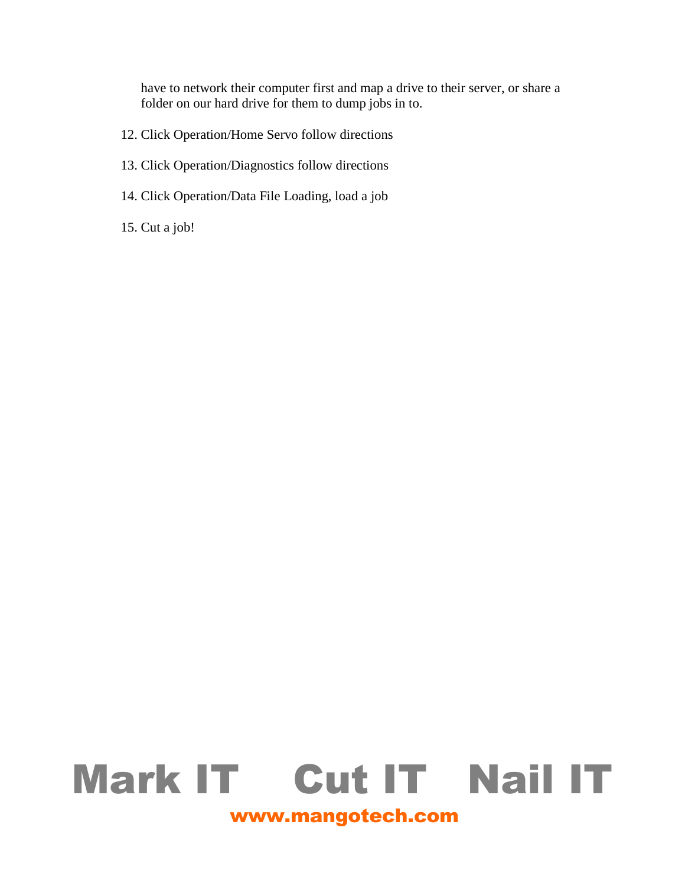have to network their computer first and map a drive to their server, or share a folder on our hard drive for them to dump jobs in to.

12. Click Operation/Home Servo follow directions
13. Click Operation/Diagnostics follow directions
14. Click Operation/Data File Loading, load a job
15. Cut a job!

**Mark IT Cut IT Nail IT**

**www.mangotech.com**